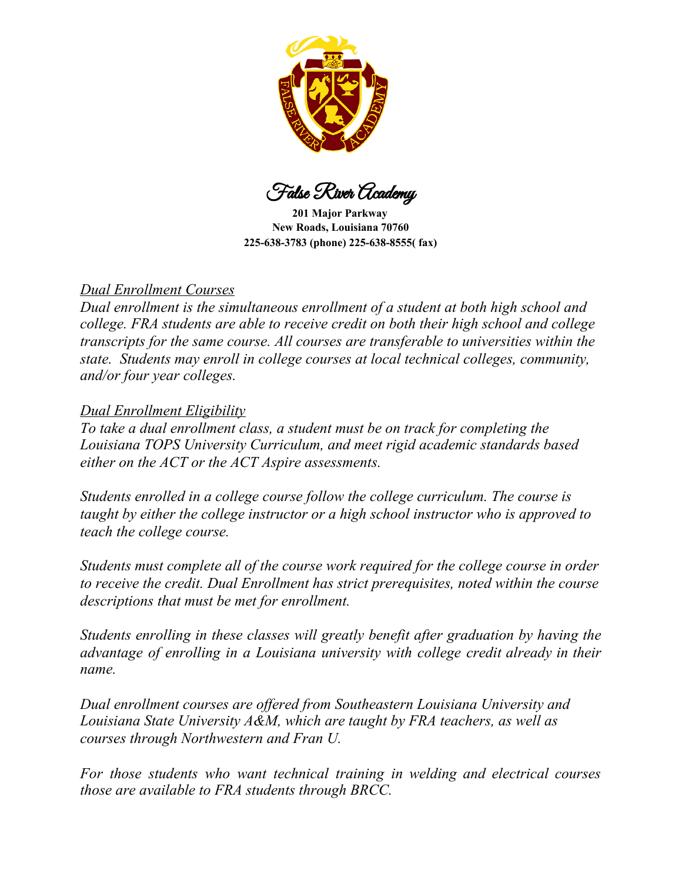# False River Academy

**201 Major Parkway**
**New Roads, Louisiana 70760**
**225-638-3783 (phone) 225-638-8555( fax)**

## *Dual Enrollment Courses*

*Dual enrollment is the simultaneous enrollment of a student at both high school and college. FRA students are able to receive credit on both their high school and college transcripts for the same course. All courses are transferable to universities within the state. Students may enroll in college courses at local technical colleges, community, and/or four year colleges.*

## *Dual Enrollment Eligibility*

*To take a dual enrollment class, a student must be on track for completing the Louisiana TOPS University Curriculum, and meet rigid academic standards based either on the ACT or the ACT Aspire assessments.*

*Students enrolled in a college course follow the college curriculum. The course is taught by either the college instructor or a high school instructor who is approved to teach the college course.*

*Students must complete all of the course work required for the college course in order to receive the credit. Dual Enrollment has strict prerequisites, noted within the course descriptions that must be met for enrollment.*

*Students enrolling in these classes will greatly benefit after graduation by having the advantage of enrolling in a Louisiana university with college credit already in their name.*

*Dual enrollment courses are offered from Southeastern Louisiana University and Louisiana State University A&M, which are taught by FRA teachers, as well as courses through Northwestern and Fran U.*

*For those students who want technical training in welding and electrical courses those are available to FRA students through BRCC.*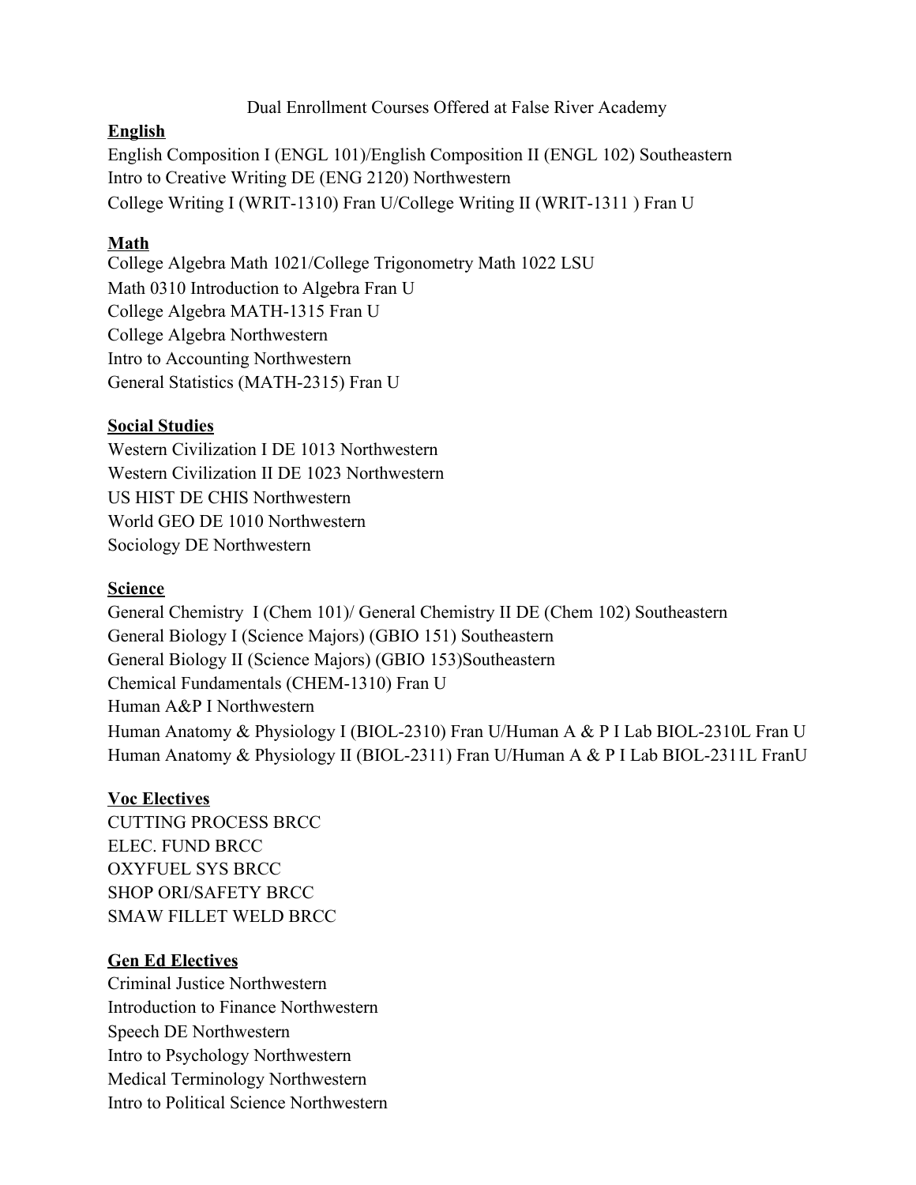# Dual Enrollment Courses Offered at False River Academy

**English**

English Composition I (ENGL 101)/English Composition II (ENGL 102) Southeastern
Intro to Creative Writing DE (ENG 2120) Northwestern
College Writing I (WRIT-1310) Fran U/College Writing II (WRIT-1311 ) Fran U

**Math**

College Algebra Math 1021/College Trigonometry Math 1022 LSU
Math 0310 Introduction to Algebra Fran U
College Algebra MATH-1315 Fran U
College Algebra Northwestern
Intro to Accounting Northwestern
General Statistics (MATH-2315) Fran U

**Social Studies**

Western Civilization I DE 1013 Northwestern
Western Civilization II DE 1023 Northwestern
US HIST DE CHIS Northwestern
World GEO DE 1010 Northwestern
Sociology DE Northwestern

**Science**

General Chemistry I (Chem 101)/ General Chemistry II DE (Chem 102) Southeastern
General Biology I (Science Majors) (GBIO 151) Southeastern
General Biology II (Science Majors) (GBIO 153)Southeastern
Chemical Fundamentals (CHEM-1310) Fran U
Human A&P I Northwestern
Human Anatomy & Physiology I (BIOL-2310) Fran U/Human A & P I Lab BIOL-2310L Fran U
Human Anatomy & Physiology II (BIOL-2311) Fran U/Human A & P I Lab BIOL-2311L FranU

**Voc Electives**

CUTTING PROCESS BRCC
ELEC. FUND BRCC
OXYFUEL SYS BRCC
SHOP ORI/SAFETY BRCC
SMAW FILLET WELD BRCC

**Gen Ed Electives**

Criminal Justice Northwestern
Introduction to Finance Northwestern
Speech DE Northwestern
Intro to Psychology Northwestern
Medical Terminology Northwestern
Intro to Political Science Northwestern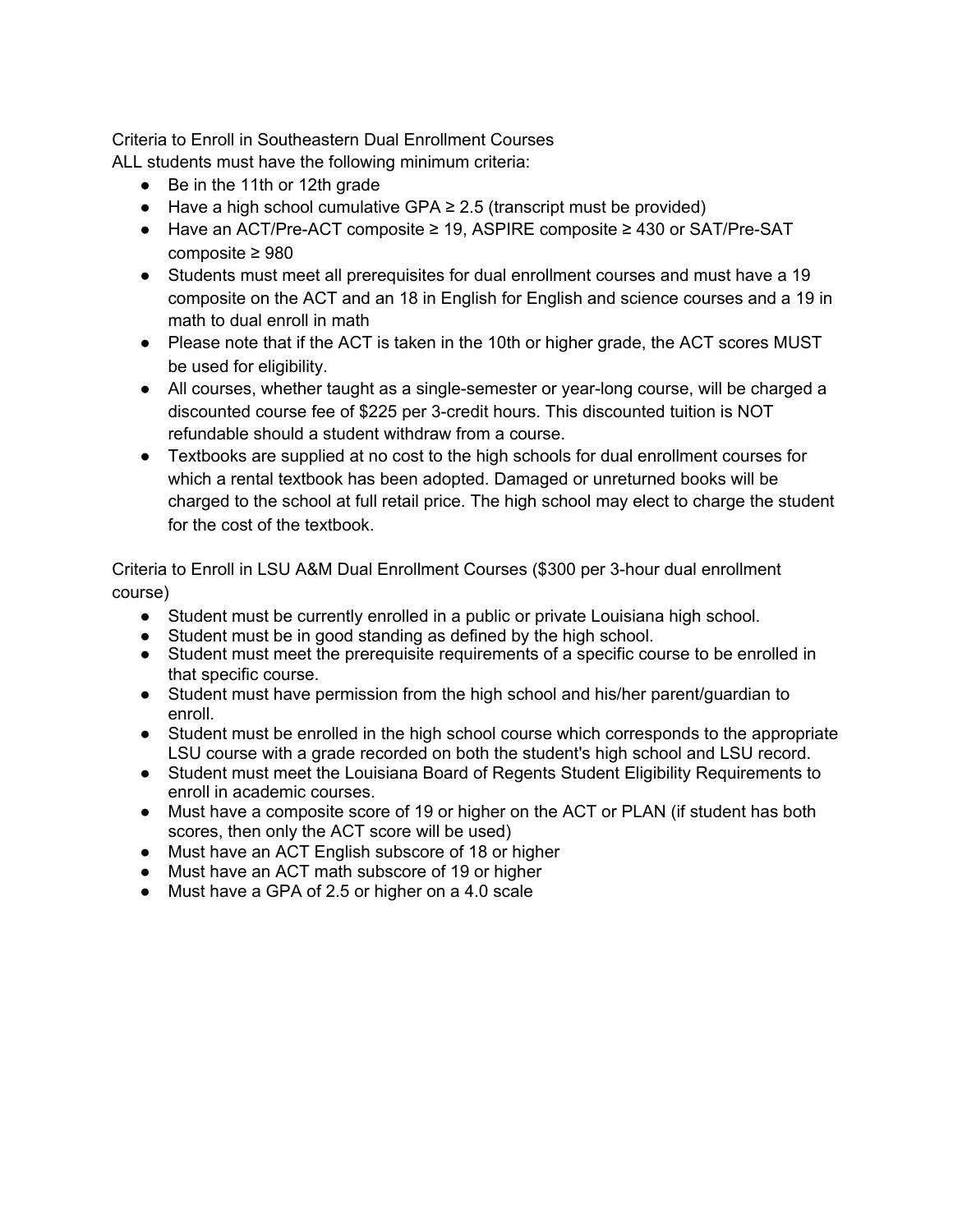Criteria to Enroll in Southeastern Dual Enrollment Courses

ALL students must have the following minimum criteria:

- Be in the 11th or 12th grade
- Have a high school cumulative GPA ≥ 2.5 (transcript must be provided)
- Have an ACT/Pre-ACT composite ≥ 19, ASPIRE composite ≥ 430 or SAT/Pre-SAT composite ≥ 980
- Students must meet all prerequisites for dual enrollment courses and must have a 19 composite on the ACT and an 18 in English for English and science courses and a 19 in math to dual enroll in math
- Please note that if the ACT is taken in the 10th or higher grade, the ACT scores MUST be used for eligibility.
- All courses, whether taught as a single-semester or year-long course, will be charged a discounted course fee of $225 per 3-credit hours. This discounted tuition is NOT refundable should a student withdraw from a course.
- Textbooks are supplied at no cost to the high schools for dual enrollment courses for which a rental textbook has been adopted. Damaged or unreturned books will be charged to the school at full retail price. The high school may elect to charge the student for the cost of the textbook.

Criteria to Enroll in LSU A&M Dual Enrollment Courses ($300 per 3-hour dual enrollment course)

- Student must be currently enrolled in a public or private Louisiana high school.
- Student must be in good standing as defined by the high school.
- Student must meet the prerequisite requirements of a specific course to be enrolled in that specific course.
- Student must have permission from the high school and his/her parent/guardian to enroll.
- Student must be enrolled in the high school course which corresponds to the appropriate LSU course with a grade recorded on both the student's high school and LSU record.
- Student must meet the Louisiana Board of Regents Student Eligibility Requirements to enroll in academic courses.
- Must have a composite score of 19 or higher on the ACT or PLAN (if student has both scores, then only the ACT score will be used)
- Must have an ACT English subscore of 18 or higher
- Must have an ACT math subscore of 19 or higher
- Must have a GPA of 2.5 or higher on a 4.0 scale